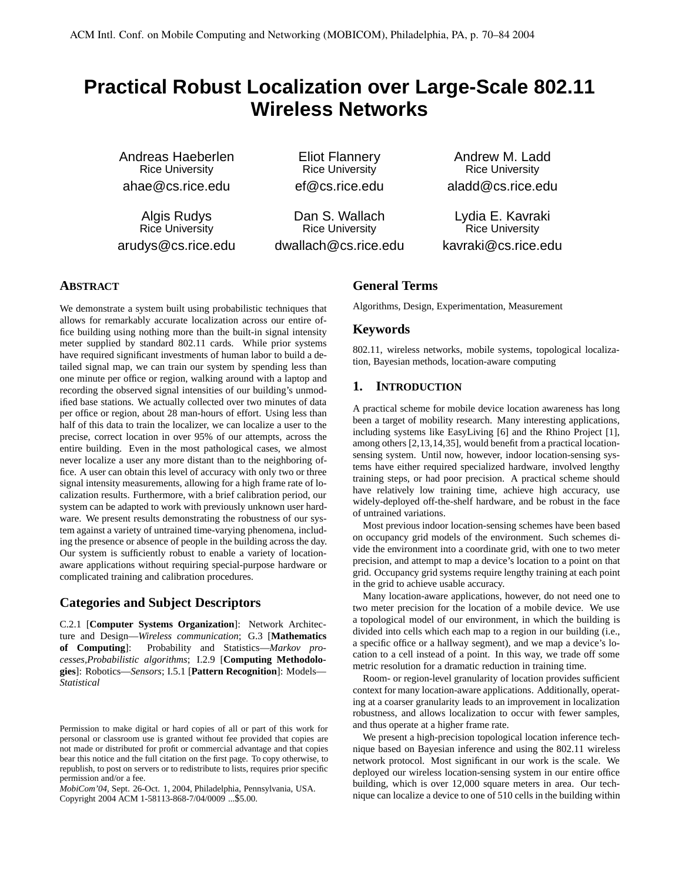# Practical Robust Localization over Large-Scale 802.11 Wireless Networks

Andreas Haeberlen
Rice University
ahae@cs.rice.edu

Eliot Flannery
Rice University
ef@cs.rice.edu

Andrew M. Ladd
Rice University
aladd@cs.rice.edu

Algis Rudys
Rice University
arudys@cs.rice.edu

Dan S. Wallach
Rice University
dwallach@cs.rice.edu

Lydia E. Kavraki
Rice University
kavraki@cs.rice.edu

## ABSTRACT

We demonstrate a system built using probabilistic techniques that allows for remarkably accurate localization across our entire office building using nothing more than the built-in signal intensity meter supplied by standard 802.11 cards. While prior systems have required significant investments of human labor to build a detailed signal map, we can train our system by spending less than one minute per office or region, walking around with a laptop and recording the observed signal intensities of our building's unmodified base stations. We actually collected over two minutes of data per office or region, about 28 man-hours of effort. Using less than half of this data to train the localizer, we can localize a user to the precise, correct location in over 95% of our attempts, across the entire building. Even in the most pathological cases, we almost never localize a user any more distant than to the neighboring office. A user can obtain this level of accuracy with only two or three signal intensity measurements, allowing for a high frame rate of localization results. Furthermore, with a brief calibration period, our system can be adapted to work with previously unknown user hardware. We present results demonstrating the robustness of our system against a variety of untrained time-varying phenomena, including the presence or absence of people in the building across the day. Our system is sufficiently robust to enable a variety of location-aware applications without requiring special-purpose hardware or complicated training and calibration procedures.

## Categories and Subject Descriptors

C.2.1 [**Computer Systems Organization**]: Network Architecture and Design—*Wireless communication*; G.3 [**Mathematics of Computing**]: Probability and Statistics—*Markov processes,Probabilistic algorithms*; I.2.9 [**Computing Methodologies**]: Robotics—*Sensors*; I.5.1 [**Pattern Recognition**]: Models—*Statistical*

Permission to make digital or hard copies of all or part of this work for personal or classroom use is granted without fee provided that copies are not made or distributed for profit or commercial advantage and that copies bear this notice and the full citation on the first page. To copy otherwise, to republish, to post on servers or to redistribute to lists, requires prior specific permission and/or a fee.
*MobiCom'04*, Sept. 26-Oct. 1, 2004, Philadelphia, Pennsylvania, USA.
Copyright 2004 ACM 1-58113-868-7/04/0009 ...$5.00.

## General Terms

Algorithms, Design, Experimentation, Measurement

## Keywords

802.11, wireless networks, mobile systems, topological localization, Bayesian methods, location-aware computing

## 1. INTRODUCTION

A practical scheme for mobile device location awareness has long been a target of mobility research. Many interesting applications, including systems like EasyLiving [6] and the Rhino Project [1], among others [2,13,14,35], would benefit from a practical location-sensing system. Until now, however, indoor location-sensing systems have either required specialized hardware, involved lengthy training steps, or had poor precision. A practical scheme should have relatively low training time, achieve high accuracy, use widely-deployed off-the-shelf hardware, and be robust in the face of untrained variations.

Most previous indoor location-sensing schemes have been based on occupancy grid models of the environment. Such schemes divide the environment into a coordinate grid, with one to two meter precision, and attempt to map a device's location to a point on that grid. Occupancy grid systems require lengthy training at each point in the grid to achieve usable accuracy.

Many location-aware applications, however, do not need one to two meter precision for the location of a mobile device. We use a topological model of our environment, in which the building is divided into cells which each map to a region in our building (i.e., a specific office or a hallway segment), and we map a device's location to a cell instead of a point. In this way, we trade off some metric resolution for a dramatic reduction in training time.

Room- or region-level granularity of location provides sufficient context for many location-aware applications. Additionally, operating at a coarser granularity leads to an improvement in localization robustness, and allows localization to occur with fewer samples, and thus operate at a higher frame rate.

We present a high-precision topological location inference technique based on Bayesian inference and using the 802.11 wireless network protocol. Most significant in our work is the scale. We deployed our wireless location-sensing system in our entire office building, which is over 12,000 square meters in area. Our technique can localize a device to one of 510 cells in the building within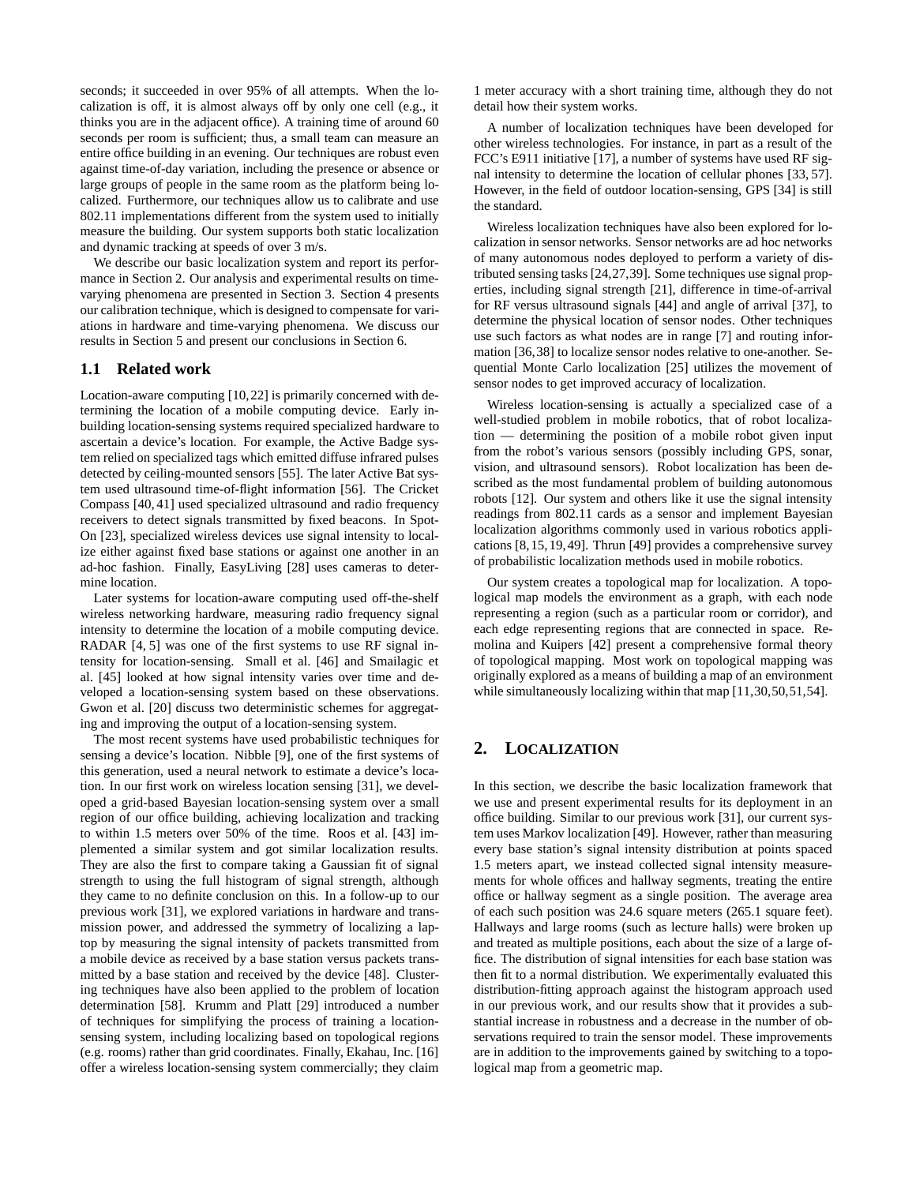seconds; it succeeded in over 95% of all attempts. When the localization is off, it is almost always off by only one cell (e.g., it thinks you are in the adjacent office). A training time of around 60 seconds per room is sufficient; thus, a small team can measure an entire office building in an evening. Our techniques are robust even against time-of-day variation, including the presence or absence or large groups of people in the same room as the platform being localized. Furthermore, our techniques allow us to calibrate and use 802.11 implementations different from the system used to initially measure the building. Our system supports both static localization and dynamic tracking at speeds of over 3 m/s.

We describe our basic localization system and report its performance in Section 2. Our analysis and experimental results on time-varying phenomena are presented in Section 3. Section 4 presents our calibration technique, which is designed to compensate for variations in hardware and time-varying phenomena. We discuss our results in Section 5 and present our conclusions in Section 6.

### 1.1 Related work

Location-aware computing [10,22] is primarily concerned with determining the location of a mobile computing device. Early in-building location-sensing systems required specialized hardware to ascertain a device's location. For example, the Active Badge system relied on specialized tags which emitted diffuse infrared pulses detected by ceiling-mounted sensors [55]. The later Active Bat system used ultrasound time-of-flight information [56]. The Cricket Compass [40,41] used specialized ultrasound and radio frequency receivers to detect signals transmitted by fixed beacons. In Spot-On [23], specialized wireless devices use signal intensity to localize either against fixed base stations or against one another in an ad-hoc fashion. Finally, EasyLiving [28] uses cameras to determine location.

Later systems for location-aware computing used off-the-shelf wireless networking hardware, measuring radio frequency signal intensity to determine the location of a mobile computing device. RADAR [4, 5] was one of the first systems to use RF signal intensity for location-sensing. Small et al. [46] and Smailagic et al. [45] looked at how signal intensity varies over time and developed a location-sensing system based on these observations. Gwon et al. [20] discuss two deterministic schemes for aggregating and improving the output of a location-sensing system.

The most recent systems have used probabilistic techniques for sensing a device's location. Nibble [9], one of the first systems of this generation, used a neural network to estimate a device's location. In our first work on wireless location sensing [31], we developed a grid-based Bayesian location-sensing system over a small region of our office building, achieving localization and tracking to within 1.5 meters over 50% of the time. Roos et al. [43] implemented a similar system and got similar localization results. They are also the first to compare taking a Gaussian fit of signal strength to using the full histogram of signal strength, although they came to no definite conclusion on this. In a follow-up to our previous work [31], we explored variations in hardware and transmission power, and addressed the symmetry of localizing a laptop by measuring the signal intensity of packets transmitted from a mobile device as received by a base station versus packets transmitted by a base station and received by the device [48]. Clustering techniques have also been applied to the problem of location determination [58]. Krumm and Platt [29] introduced a number of techniques for simplifying the process of training a location-sensing system, including localizing based on topological regions (e.g. rooms) rather than grid coordinates. Finally, Ekahau, Inc. [16] offer a wireless location-sensing system commercially; they claim 1 meter accuracy with a short training time, although they do not detail how their system works.

A number of localization techniques have been developed for other wireless technologies. For instance, in part as a result of the FCC's E911 initiative [17], a number of systems have used RF signal intensity to determine the location of cellular phones [33, 57]. However, in the field of outdoor location-sensing, GPS [34] is still the standard.

Wireless localization techniques have also been explored for localization in sensor networks. Sensor networks are ad hoc networks of many autonomous nodes deployed to perform a variety of distributed sensing tasks [24,27,39]. Some techniques use signal properties, including signal strength [21], difference in time-of-arrival for RF versus ultrasound signals [44] and angle of arrival [37], to determine the physical location of sensor nodes. Other techniques use such factors as what nodes are in range [7] and routing information [36,38] to localize sensor nodes relative to one-another. Sequential Monte Carlo localization [25] utilizes the movement of sensor nodes to get improved accuracy of localization.

Wireless location-sensing is actually a specialized case of a well-studied problem in mobile robotics, that of robot localization — determining the position of a mobile robot given input from the robot's various sensors (possibly including GPS, sonar, vision, and ultrasound sensors). Robot localization has been described as the most fundamental problem of building autonomous robots [12]. Our system and others like it use the signal intensity readings from 802.11 cards as a sensor and implement Bayesian localization algorithms commonly used in various robotics applications [8,15,19,49]. Thrun [49] provides a comprehensive survey of probabilistic localization methods used in mobile robotics.

Our system creates a topological map for localization. A topological map models the environment as a graph, with each node representing a region (such as a particular room or corridor), and each edge representing regions that are connected in space. Remolina and Kuipers [42] present a comprehensive formal theory of topological mapping. Most work on topological mapping was originally explored as a means of building a map of an environment while simultaneously localizing within that map [11,30,50,51,54].

## 2. LOCALIZATION

In this section, we describe the basic localization framework that we use and present experimental results for its deployment in an office building. Similar to our previous work [31], our current system uses Markov localization [49]. However, rather than measuring every base station's signal intensity distribution at points spaced 1.5 meters apart, we instead collected signal intensity measurements for whole offices and hallway segments, treating the entire office or hallway segment as a single position. The average area of each such position was 24.6 square meters (265.1 square feet). Hallways and large rooms (such as lecture halls) were broken up and treated as multiple positions, each about the size of a large office. The distribution of signal intensities for each base station was then fit to a normal distribution. We experimentally evaluated this distribution-fitting approach against the histogram approach used in our previous work, and our results show that it provides a substantial increase in robustness and a decrease in the number of observations required to train the sensor model. These improvements are in addition to the improvements gained by switching to a topological map from a geometric map.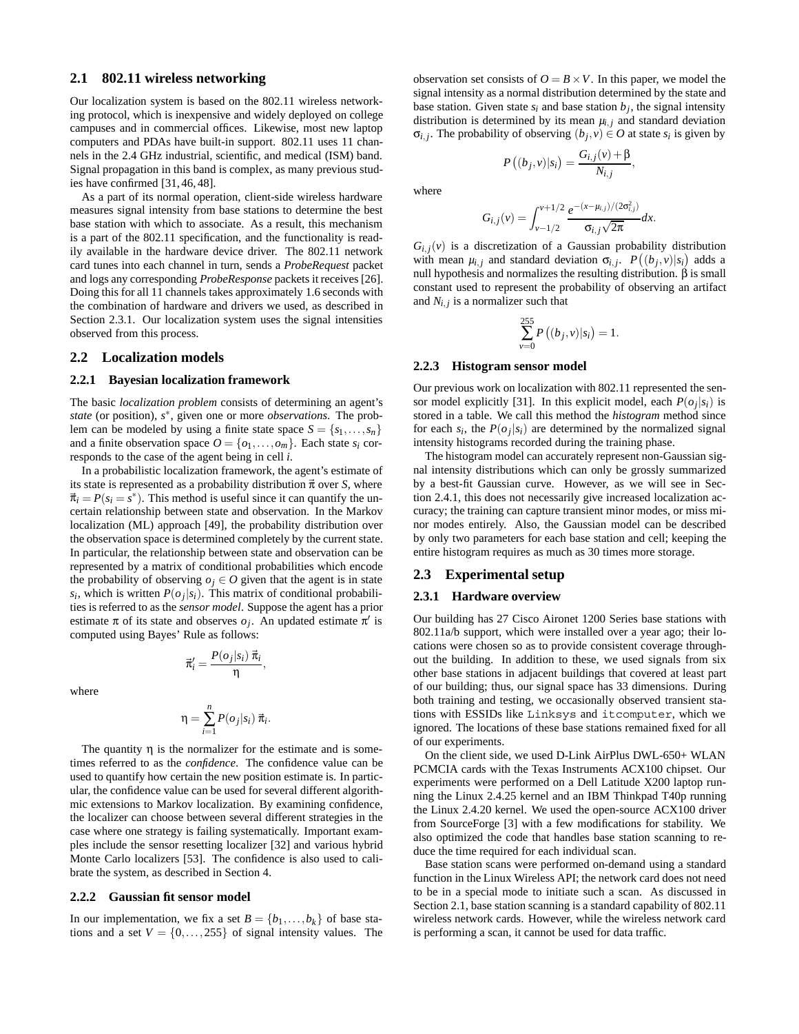## 2.1 802.11 wireless networking

Our localization system is based on the 802.11 wireless networking protocol, which is inexpensive and widely deployed on college campuses and in commercial offices. Likewise, most new laptop computers and PDAs have built-in support. 802.11 uses 11 channels in the 2.4 GHz industrial, scientific, and medical (ISM) band. Signal propagation in this band is complex, as many previous studies have confirmed [31, 46, 48].

As a part of its normal operation, client-side wireless hardware measures signal intensity from base stations to determine the best base station with which to associate. As a result, this mechanism is a part of the 802.11 specification, and the functionality is readily available in the hardware device driver. The 802.11 network card tunes into each channel in turn, sends a *ProbeRequest* packet and logs any corresponding *ProbeResponse* packets it receives [26]. Doing this for all 11 channels takes approximately 1.6 seconds with the combination of hardware and drivers we used, as described in Section 2.3.1. Our localization system uses the signal intensities observed from this process.

## 2.2 Localization models

### 2.2.1 Bayesian localization framework

The basic *localization problem* consists of determining an agent's *state* (or position), $s^*$, given one or more *observations*. The problem can be modeled by using a finite state space $S = \{s_1, \ldots, s_n\}$ and a finite observation space $O = \{o_1, \ldots, o_m\}$. Each state $s_i$ corresponds to the case of the agent being in cell $i$.

In a probabilistic localization framework, the agent's estimate of its state is represented as a probability distribution $\vec{\pi}$ over $S$, where $\vec{\pi}_i = P(s_i = s^*)$. This method is useful since it can quantify the uncertain relationship between state and observation. In the Markov localization (ML) approach [49], the probability distribution over the observation space is determined completely by the current state. In particular, the relationship between state and observation can be represented by a matrix of conditional probabilities which encode the probability of observing $o_j \in O$ given that the agent is in state $s_i$, which is written $P(o_j|s_i)$. This matrix of conditional probabilities is referred to as the *sensor model*. Suppose the agent has a prior estimate $\pi$ of its state and observes $o_j$. An updated estimate $\pi'$ is computed using Bayes' Rule as follows:

$$\vec{\pi}'_i = \frac{P(o_j|s_i)\, \vec{\pi}_i}{\eta},$$

where

$$\eta = \sum_{i=1}^{n} P(o_j|s_i)\, \vec{\pi}_i.$$

The quantity $\eta$ is the normalizer for the estimate and is sometimes referred to as the *confidence*. The confidence value can be used to quantify how certain the new position estimate is. In particular, the confidence value can be used for several different algorithmic extensions to Markov localization. By examining confidence, the localizer can choose between several different strategies in the case where one strategy is failing systematically. Important examples include the sensor resetting localizer [32] and various hybrid Monte Carlo localizers [53]. The confidence is also used to calibrate the system, as described in Section 4.

### 2.2.2 Gaussian fit sensor model

In our implementation, we fix a set $B = \{b_1, \ldots, b_k\}$ of base stations and a set $V = \{0, \ldots, 255\}$ of signal intensity values. The observation set consists of $O = B \times V$. In this paper, we model the signal intensity as a normal distribution determined by the state and base station. Given state $s_i$ and base station $b_j$, the signal intensity distribution is determined by its mean $\mu_{i,j}$ and standard deviation $\sigma_{i,j}$. The probability of observing $(b_j, v) \in O$ at state $s_i$ is given by

$$P\left((b_j, v)|s_i\right) = \frac{G_{i,j}(v) + \beta}{N_{i,j}},$$

where

$$G_{i,j}(v) = \int_{v-1/2}^{v+1/2} \frac{e^{-(x-\mu_{i,j})/(2\sigma_{i,j}^2)}}{\sigma_{i,j}\sqrt{2\pi}} dx.$$

$G_{i,j}(v)$ is a discretization of a Gaussian probability distribution with mean $\mu_{i,j}$ and standard deviation $\sigma_{i,j}$. $P\left((b_j, v)|s_i\right)$ adds a null hypothesis and normalizes the resulting distribution. $\beta$ is small constant used to represent the probability of observing an artifact and $N_{i,j}$ is a normalizer such that

$$\sum_{v=0}^{255} P\left((b_j, v)|s_i\right) = 1.$$

### 2.2.3 Histogram sensor model

Our previous work on localization with 802.11 represented the sensor model explicitly [31]. In this explicit model, each $P(o_j|s_i)$ is stored in a table. We call this method the *histogram* method since for each $s_i$, the $P(o_j|s_i)$ are determined by the normalized signal intensity histograms recorded during the training phase.

The histogram model can accurately represent non-Gaussian signal intensity distributions which can only be grossly summarized by a best-fit Gaussian curve. However, as we will see in Section 2.4.1, this does not necessarily give increased localization accuracy; the training can capture transient minor modes, or miss minor modes entirely. Also, the Gaussian model can be described by only two parameters for each base station and cell; keeping the entire histogram requires as much as 30 times more storage.

## 2.3 Experimental setup

### 2.3.1 Hardware overview

Our building has 27 Cisco Aironet 1200 Series base stations with 802.11a/b support, which were installed over a year ago; their locations were chosen so as to provide consistent coverage throughout the building. In addition to these, we used signals from six other base stations in adjacent buildings that covered at least part of our building; thus, our signal space has 33 dimensions. During both training and testing, we occasionally observed transient stations with ESSIDs like `Linksys` and `itcomputer`, which we ignored. The locations of these base stations remained fixed for all of our experiments.

On the client side, we used D-Link AirPlus DWL-650+ WLAN PCMCIA cards with the Texas Instruments ACX100 chipset. Our experiments were performed on a Dell Latitude X200 laptop running the Linux 2.4.25 kernel and an IBM Thinkpad T40p running the Linux 2.4.20 kernel. We used the open-source ACX100 driver from SourceForge [3] with a few modifications for stability. We also optimized the code that handles base station scanning to reduce the time required for each individual scan.

Base station scans were performed on-demand using a standard function in the Linux Wireless API; the network card does not need to be in a special mode to initiate such a scan. As discussed in Section 2.1, base station scanning is a standard capability of 802.11 wireless network cards. However, while the wireless network card is performing a scan, it cannot be used for data traffic.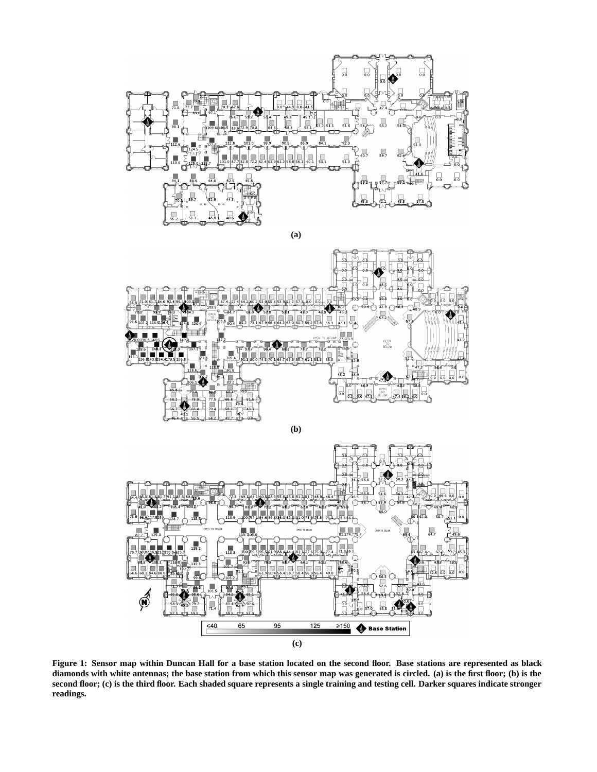(a)

(b)

(c)

**Figure 1: Sensor map within Duncan Hall for a base station located on the second floor. Base stations are represented as black diamonds with white antennas; the base station from which this sensor map was generated is circled. (a) is the first floor; (b) is the second floor; (c) is the third floor. Each shaded square represents a single training and testing cell. Darker squares indicate stronger readings.**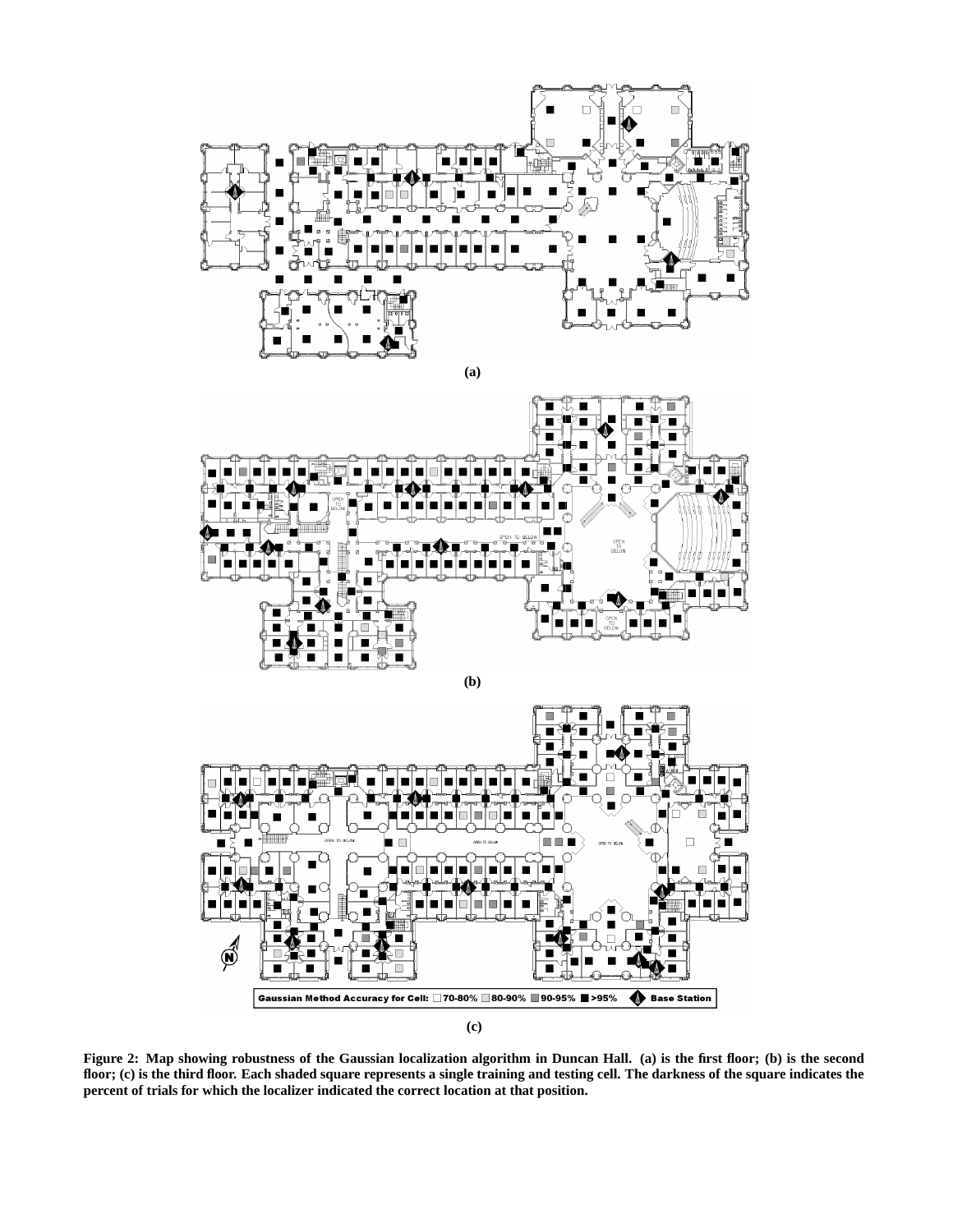(a)

(b)

Gaussian Method Accuracy for Cell: □ 70-80% ■ 80-90% ■ 90-95% ■ >95% ◆ Base Station

(c)

**Figure 2: Map showing robustness of the Gaussian localization algorithm in Duncan Hall. (a) is the first floor; (b) is the second floor; (c) is the third floor. Each shaded square represents a single training and testing cell. The darkness of the square indicates the percent of trials for which the localizer indicated the correct location at that position.**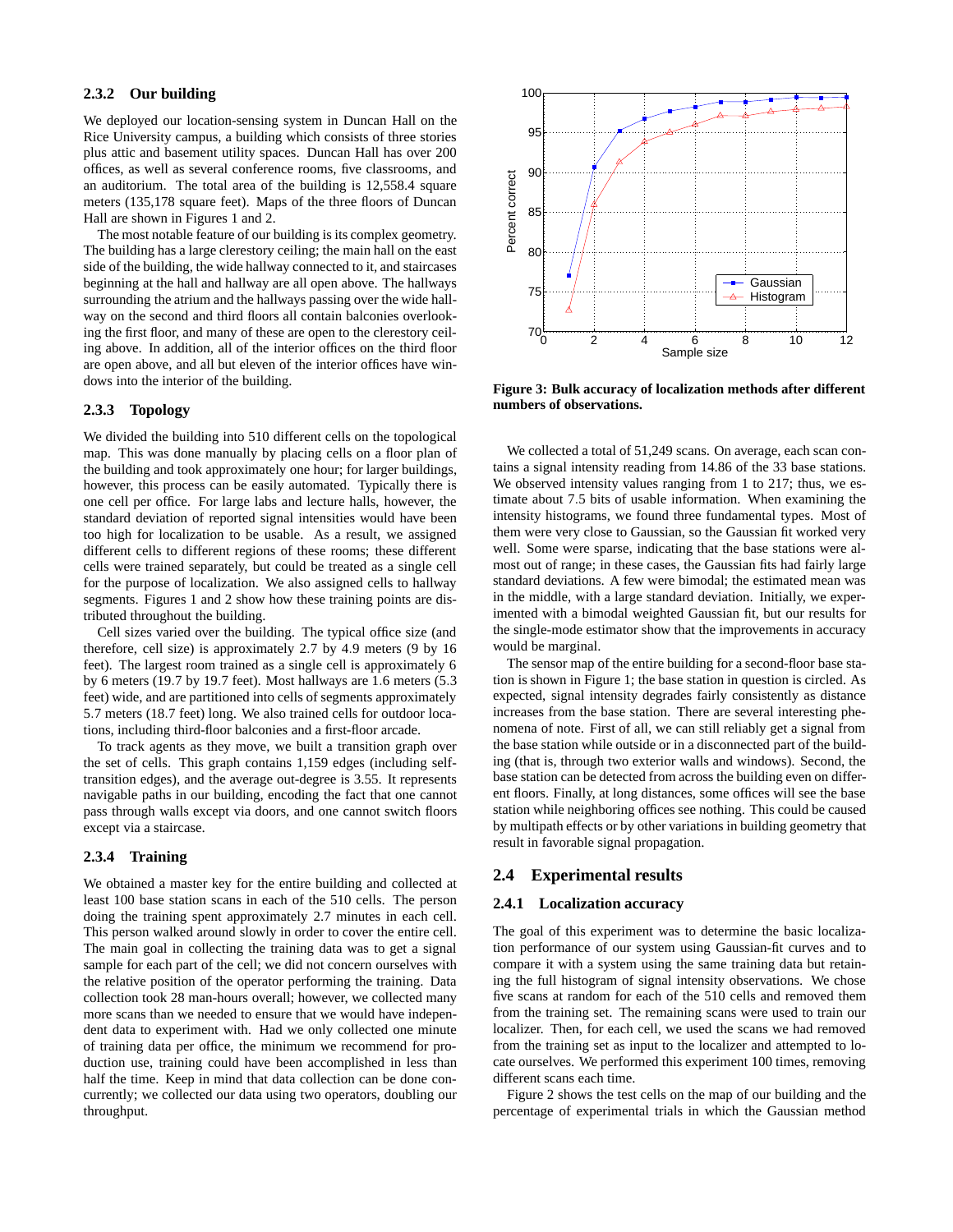### 2.3.2 Our building

We deployed our location-sensing system in Duncan Hall on the Rice University campus, a building which consists of three stories plus attic and basement utility spaces. Duncan Hall has over 200 offices, as well as several conference rooms, five classrooms, and an auditorium. The total area of the building is 12,558.4 square meters (135,178 square feet). Maps of the three floors of Duncan Hall are shown in Figures 1 and 2.

The most notable feature of our building is its complex geometry. The building has a large clerestory ceiling; the main hall on the east side of the building, the wide hallway connected to it, and staircases beginning at the hall and hallway are all open above. The hallways surrounding the atrium and the hallways passing over the wide hallway on the second and third floors all contain balconies overlooking the first floor, and many of these are open to the clerestory ceiling above. In addition, all of the interior offices on the third floor are open above, and all but eleven of the interior offices have windows into the interior of the building.

### 2.3.3 Topology

We divided the building into 510 different cells on the topological map. This was done manually by placing cells on a floor plan of the building and took approximately one hour; for larger buildings, however, this process can be easily automated. Typically there is one cell per office. For large labs and lecture halls, however, the standard deviation of reported signal intensities would have been too high for localization to be usable. As a result, we assigned different cells to different regions of these rooms; these different cells were trained separately, but could be treated as a single cell for the purpose of localization. We also assigned cells to hallway segments. Figures 1 and 2 show how these training points are distributed throughout the building.

Cell sizes varied over the building. The typical office size (and therefore, cell size) is approximately 2.7 by 4.9 meters (9 by 16 feet). The largest room trained as a single cell is approximately 6 by 6 meters (19.7 by 19.7 feet). Most hallways are 1.6 meters (5.3 feet) wide, and are partitioned into cells of segments approximately 5.7 meters (18.7 feet) long. We also trained cells for outdoor locations, including third-floor balconies and a first-floor arcade.

To track agents as they move, we built a transition graph over the set of cells. This graph contains 1,159 edges (including self-transition edges), and the average out-degree is 3.55. It represents navigable paths in our building, encoding the fact that one cannot pass through walls except via doors, and one cannot switch floors except via a staircase.

### 2.3.4 Training

We obtained a master key for the entire building and collected at least 100 base station scans in each of the 510 cells. The person doing the training spent approximately 2.7 minutes in each cell. This person walked around slowly in order to cover the entire cell. The main goal in collecting the training data was to get a signal sample for each part of the cell; we did not concern ourselves with the relative position of the operator performing the training. Data collection took 28 man-hours overall; however, we collected many more scans than we needed to ensure that we would have independent data to experiment with. Had we only collected one minute of training data per office, the minimum we recommend for production use, training could have been accomplished in less than half the time. Keep in mind that data collection can be done concurrently; we collected our data using two operators, doubling our throughput.

**Figure 3: Bulk accuracy of localization methods after different numbers of observations.**

We collected a total of 51,249 scans. On average, each scan contains a signal intensity reading from 14.86 of the 33 base stations. We observed intensity values ranging from 1 to 217; thus, we estimate about 7.5 bits of usable information. When examining the intensity histograms, we found three fundamental types. Most of them were very close to Gaussian, so the Gaussian fit worked very well. Some were sparse, indicating that the base stations were almost out of range; in these cases, the Gaussian fits had fairly large standard deviations. A few were bimodal; the estimated mean was in the middle, with a large standard deviation. Initially, we experimented with a bimodal weighted Gaussian fit, but our results for the single-mode estimator show that the improvements in accuracy would be marginal.

The sensor map of the entire building for a second-floor base station is shown in Figure 1; the base station in question is circled. As expected, signal intensity degrades fairly consistently as distance increases from the base station. There are several interesting phenomena of note. First of all, we can still reliably get a signal from the base station while outside or in a disconnected part of the building (that is, through two exterior walls and windows). Second, the base station can be detected from across the building even on different floors. Finally, at long distances, some offices will see the base station while neighboring offices see nothing. This could be caused by multipath effects or by other variations in building geometry that result in favorable signal propagation.

## 2.4 Experimental results

### 2.4.1 Localization accuracy

The goal of this experiment was to determine the basic localization performance of our system using Gaussian-fit curves and to compare it with a system using the same training data but retaining the full histogram of signal intensity observations. We chose five scans at random for each of the 510 cells and removed them from the training set. The remaining scans were used to train our localizer. Then, for each cell, we used the scans we had removed from the training set as input to the localizer and attempted to locate ourselves. We performed this experiment 100 times, removing different scans each time.

Figure 2 shows the test cells on the map of our building and the percentage of experimental trials in which the Gaussian method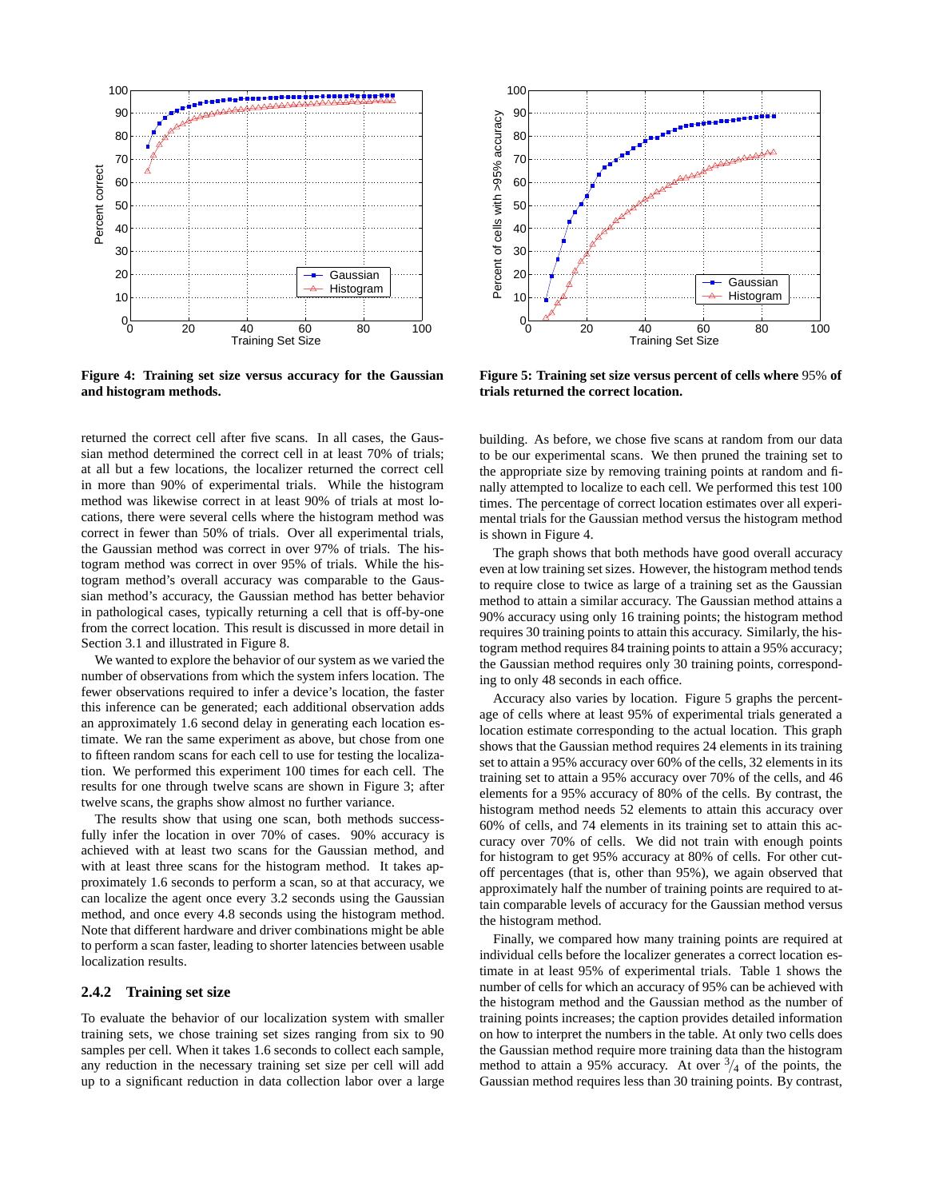Figure 4: Training set size versus accuracy for the Gaussian and histogram methods.

Figure 5: Training set size versus percent of cells where 95% of trials returned the correct location.

returned the correct cell after five scans. In all cases, the Gaussian method determined the correct cell in at least 70% of trials; at all but a few locations, the localizer returned the correct cell in more than 90% of experimental trials. While the histogram method was likewise correct in at least 90% of trials at most locations, there were several cells where the histogram method was correct in fewer than 50% of trials. Over all experimental trials, the Gaussian method was correct in over 97% of trials. The histogram method was correct in over 95% of trials. While the histogram method's overall accuracy was comparable to the Gaussian method's accuracy, the Gaussian method has better behavior in pathological cases, typically returning a cell that is off-by-one from the correct location. This result is discussed in more detail in Section 3.1 and illustrated in Figure 8.

We wanted to explore the behavior of our system as we varied the number of observations from which the system infers location. The fewer observations required to infer a device's location, the faster this inference can be generated; each additional observation adds an approximately 1.6 second delay in generating each location estimate. We ran the same experiment as above, but chose from one to fifteen random scans for each cell to use for testing the localization. We performed this experiment 100 times for each cell. The results for one through twelve scans are shown in Figure 3; after twelve scans, the graphs show almost no further variance.

The results show that using one scan, both methods successfully infer the location in over 70% of cases. 90% accuracy is achieved with at least two scans for the Gaussian method, and with at least three scans for the histogram method. It takes approximately 1.6 seconds to perform a scan, so at that accuracy, we can localize the agent once every 3.2 seconds using the Gaussian method, and once every 4.8 seconds using the histogram method. Note that different hardware and driver combinations might be able to perform a scan faster, leading to shorter latencies between usable localization results.

### 2.4.2 Training set size

To evaluate the behavior of our localization system with smaller training sets, we chose training set sizes ranging from six to 90 samples per cell. When it takes 1.6 seconds to collect each sample, any reduction in the necessary training set size per cell will add up to a significant reduction in data collection labor over a large building. As before, we chose five scans at random from our data to be our experimental scans. We then pruned the training set to the appropriate size by removing training points at random and finally attempted to localize to each cell. We performed this test 100 times. The percentage of correct location estimates over all experimental trials for the Gaussian method versus the histogram method is shown in Figure 4.

The graph shows that both methods have good overall accuracy even at low training set sizes. However, the histogram method tends to require close to twice as large of a training set as the Gaussian method to attain a similar accuracy. The Gaussian method attains a 90% accuracy using only 16 training points; the histogram method requires 30 training points to attain this accuracy. Similarly, the histogram method requires 84 training points to attain a 95% accuracy; the Gaussian method requires only 30 training points, corresponding to only 48 seconds in each office.

Accuracy also varies by location. Figure 5 graphs the percentage of cells where at least 95% of experimental trials generated a location estimate corresponding to the actual location. This graph shows that the Gaussian method requires 24 elements in its training set to attain a 95% accuracy over 60% of the cells, 32 elements in its training set to attain a 95% accuracy over 70% of the cells, and 46 elements for a 95% accuracy of 80% of the cells. By contrast, the histogram method needs 52 elements to attain this accuracy over 60% of cells, and 74 elements in its training set to attain this accuracy over 70% of cells. We did not train with enough points for histogram to get 95% accuracy at 80% of cells. For other cut-off percentages (that is, other than 95%), we again observed that approximately half the number of training points are required to attain comparable levels of accuracy for the Gaussian method versus the histogram method.

Finally, we compared how many training points are required at individual cells before the localizer generates a correct location estimate in at least 95% of experimental trials. Table 1 shows the number of cells for which an accuracy of 95% can be achieved with the histogram method and the Gaussian method as the number of training points increases; the caption provides detailed information on how to interpret the numbers in the table. At only two cells does the Gaussian method require more training data than the histogram method to attain a 95% accuracy. At over $^3/_4$ of the points, the Gaussian method requires less than 30 training points. By contrast,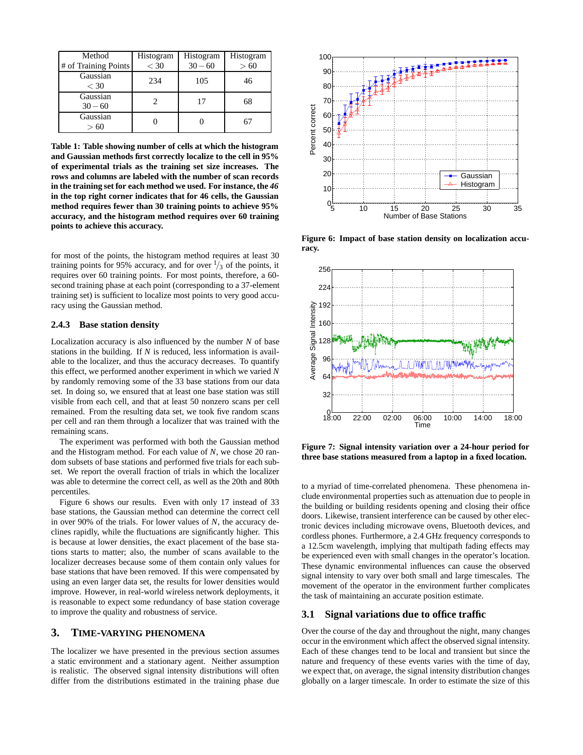| Method<br># of Training Points | Histogram<br>$< 30$ | Histogram<br>$30 - 60$ | Histogram<br>$> 60$ |
|---|---|---|---|
| Gaussian<br>$< 30$ | 234 | 105 | 46 |
| Gaussian<br>$30 - 60$ | 2 | 17 | 68 |
| Gaussian<br>$> 60$ | 0 | 0 | 67 |

**Table 1: Table showing number of cells at which the histogram and Gaussian methods first correctly localize to the cell in 95% of experimental trials as the training set size increases. The rows and columns are labeled with the number of scan records in the training set for each method we used. For instance, the *46* in the top right corner indicates that for 46 cells, the Gaussian method requires fewer than 30 training points to achieve 95% accuracy, and the histogram method requires over 60 training points to achieve this accuracy.**

for most of the points, the histogram method requires at least 30 training points for 95% accuracy, and for over $^1/_3$ of the points, it requires over 60 training points. For most points, therefore, a 60-second training phase at each point (corresponding to a 37-element training set) is sufficient to localize most points to very good accuracy using the Gaussian method.

### 2.4.3 Base station density

Localization accuracy is also influenced by the number $N$ of base stations in the building. If $N$ is reduced, less information is available to the localizer, and thus the accuracy decreases. To quantify this effect, we performed another experiment in which we varied $N$ by randomly removing some of the 33 base stations from our data set. In doing so, we ensured that at least one base station was still visible from each cell, and that at least 50 nonzero scans per cell remained. From the resulting data set, we took five random scans per cell and ran them through a localizer that was trained with the remaining scans.

The experiment was performed with both the Gaussian method and the Histogram method. For each value of $N$, we chose 20 random subsets of base stations and performed five trials for each subset. We report the overall fraction of trials in which the localizer was able to determine the correct cell, as well as the 20th and 80th percentiles.

Figure 6 shows our results. Even with only 17 instead of 33 base stations, the Gaussian method can determine the correct cell in over 90% of the trials. For lower values of $N$, the accuracy declines rapidly, while the fluctuations are significantly higher. This is because at lower densities, the exact placement of the base stations starts to matter; also, the number of scans available to the localizer decreases because some of them contain only values for base stations that have been removed. If this were compensated by using an even larger data set, the results for lower densities would improve. However, in real-world wireless network deployments, it is reasonable to expect some redundancy of base station coverage to improve the quality and robustness of service.

**Figure 6: Impact of base station density on localization accuracy.**

**Figure 7: Signal intensity variation over a 24-hour period for three base stations measured from a laptop in a fixed location.**

## 3. TIME-VARYING PHENOMENA

The localizer we have presented in the previous section assumes a static environment and a stationary agent. Neither assumption is realistic. The observed signal intensity distributions will often differ from the distributions estimated in the training phase due to a myriad of time-correlated phenomena. These phenomena include environmental properties such as attenuation due to people in the building or building residents opening and closing their office doors. Likewise, transient interference can be caused by other electronic devices including microwave ovens, Bluetooth devices, and cordless phones. Furthermore, a 2.4 GHz frequency corresponds to a 12.5cm wavelength, implying that multipath fading effects may be experienced even with small changes in the operator's location. These dynamic environmental influences can cause the observed signal intensity to vary over both small and large timescales. The movement of the operator in the environment further complicates the task of maintaining an accurate position estimate.

### 3.1 Signal variations due to office traffic

Over the course of the day and throughout the night, many changes occur in the environment which affect the observed signal intensity. Each of these changes tend to be local and transient but since the nature and frequency of these events varies with the time of day, we expect that, on average, the signal intensity distribution changes globally on a larger timescale. In order to estimate the size of this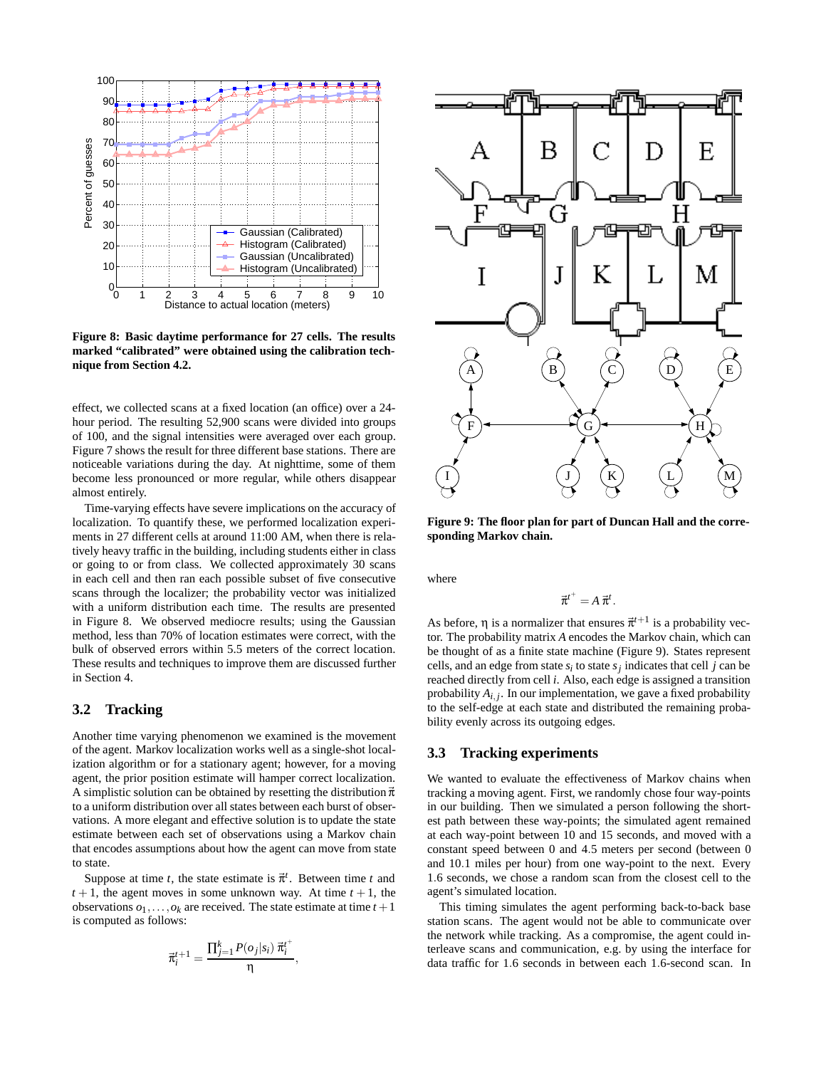**Figure 8: Basic daytime performance for 27 cells. The results marked "calibrated" were obtained using the calibration technique from Section 4.2.**

effect, we collected scans at a fixed location (an office) over a 24-hour period. The resulting 52,900 scans were divided into groups of 100, and the signal intensities were averaged over each group. Figure 7 shows the result for three different base stations. There are noticeable variations during the day. At nighttime, some of them become less pronounced or more regular, while others disappear almost entirely.

Time-varying effects have severe implications on the accuracy of localization. To quantify these, we performed localization experiments in 27 different cells at around 11:00 AM, when there is relatively heavy traffic in the building, including students either in class or going to or from class. We collected approximately 30 scans in each cell and then ran each possible subset of five consecutive scans through the localizer; the probability vector was initialized with a uniform distribution each time. The results are presented in Figure 8. We observed mediocre results; using the Gaussian method, less than 70% of location estimates were correct, with the bulk of observed errors within 5.5 meters of the correct location. These results and techniques to improve them are discussed further in Section 4.

## 3.2 Tracking

Another time varying phenomenon we examined is the movement of the agent. Markov localization works well as a single-shot localization algorithm or for a stationary agent; however, for a moving agent, the prior position estimate will hamper correct localization. A simplistic solution can be obtained by resetting the distribution $\vec{\pi}$ to a uniform distribution over all states between each burst of observations. A more elegant and effective solution is to update the state estimate between each set of observations using a Markov chain that encodes assumptions about how the agent can move from state to state.

Suppose at time $t$, the state estimate is $\vec{\pi}^t$. Between time $t$ and $t+1$, the agent moves in some unknown way. At time $t+1$, the observations $o_1, \ldots, o_k$ are received. The state estimate at time $t+1$ is computed as follows:

$$\vec{\pi}_i^{t+1} = \frac{\prod_{j=1}^{k} P(o_j|s_i)\, \vec{\pi}_i^{t^+}}{\eta},$$

**Figure 9: The floor plan for part of Duncan Hall and the corresponding Markov chain.**

where

$$\vec{\pi}^{t^+} = A\, \vec{\pi}^t.$$

As before, $\eta$ is a normalizer that ensures $\vec{\pi}^{t+1}$ is a probability vector. The probability matrix $A$ encodes the Markov chain, which can be thought of as a finite state machine (Figure 9). States represent cells, and an edge from state $s_i$ to state $s_j$ indicates that cell $j$ can be reached directly from cell $i$. Also, each edge is assigned a transition probability $A_{i,j}$. In our implementation, we gave a fixed probability to the self-edge at each state and distributed the remaining probability evenly across its outgoing edges.

## 3.3 Tracking experiments

We wanted to evaluate the effectiveness of Markov chains when tracking a moving agent. First, we randomly chose four way-points in our building. Then we simulated a person following the shortest path between these way-points; the simulated agent remained at each way-point between 10 and 15 seconds, and moved with a constant speed between 0 and 4.5 meters per second (between 0 and 10.1 miles per hour) from one way-point to the next. Every 1.6 seconds, we chose a random scan from the closest cell to the agent's simulated location.

This timing simulates the agent performing back-to-back base station scans. The agent would not be able to communicate over the network while tracking. As a compromise, the agent could interleave scans and communication, e.g. by using the interface for data traffic for 1.6 seconds in between each 1.6-second scan. In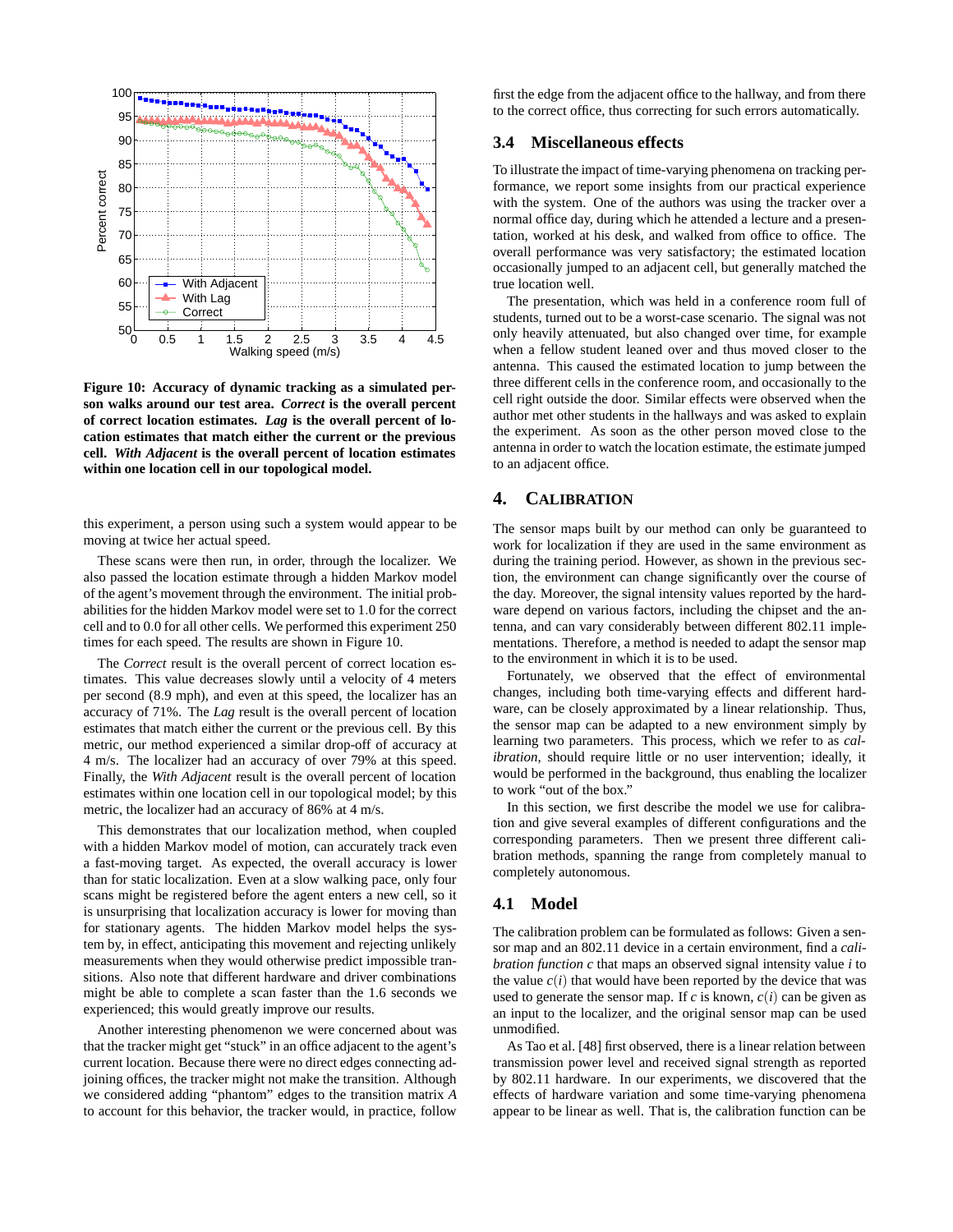Figure 10: Accuracy of dynamic tracking as a simulated person walks around our test area. *Correct* is the overall percent of correct location estimates. *Lag* is the overall percent of location estimates that match either the current or the previous cell. *With Adjacent* is the overall percent of location estimates within one location cell in our topological model.

this experiment, a person using such a system would appear to be moving at twice her actual speed.

These scans were then run, in order, through the localizer. We also passed the location estimate through a hidden Markov model of the agent's movement through the environment. The initial probabilities for the hidden Markov model were set to 1.0 for the correct cell and to 0.0 for all other cells. We performed this experiment 250 times for each speed. The results are shown in Figure 10.

The *Correct* result is the overall percent of correct location estimates. This value decreases slowly until a velocity of 4 meters per second (8.9 mph), and even at this speed, the localizer has an accuracy of 71%. The *Lag* result is the overall percent of location estimates that match either the current or the previous cell. By this metric, our method experienced a similar drop-off of accuracy at 4 m/s. The localizer had an accuracy of over 79% at this speed. Finally, the *With Adjacent* result is the overall percent of location estimates within one location cell in our topological model; by this metric, the localizer had an accuracy of 86% at 4 m/s.

This demonstrates that our localization method, when coupled with a hidden Markov model of motion, can accurately track even a fast-moving target. As expected, the overall accuracy is lower than for static localization. Even at a slow walking pace, only four scans might be registered before the agent enters a new cell, so it is unsurprising that localization accuracy is lower for moving than for stationary agents. The hidden Markov model helps the system by, in effect, anticipating this movement and rejecting unlikely measurements when they would otherwise predict impossible transitions. Also note that different hardware and driver combinations might be able to complete a scan faster than the 1.6 seconds we experienced; this would greatly improve our results.

Another interesting phenomenon we were concerned about was that the tracker might get "stuck" in an office adjacent to the agent's current location. Because there were no direct edges connecting adjoining offices, the tracker might not make the transition. Although we considered adding "phantom" edges to the transition matrix $A$ to account for this behavior, the tracker would, in practice, follow first the edge from the adjacent office to the hallway, and from there to the correct office, thus correcting for such errors automatically.

### 3.4 Miscellaneous effects

To illustrate the impact of time-varying phenomena on tracking performance, we report some insights from our practical experience with the system. One of the authors was using the tracker over a normal office day, during which he attended a lecture and a presentation, worked at his desk, and walked from office to office. The overall performance was very satisfactory; the estimated location occasionally jumped to an adjacent cell, but generally matched the true location well.

The presentation, which was held in a conference room full of students, turned out to be a worst-case scenario. The signal was not only heavily attenuated, but also changed over time, for example when a fellow student leaned over and thus moved closer to the antenna. This caused the estimated location to jump between the three different cells in the conference room, and occasionally to the cell right outside the door. Similar effects were observed when the author met other students in the hallways and was asked to explain the experiment. As soon as the other person moved close to the antenna in order to watch the location estimate, the estimate jumped to an adjacent office.

## 4. CALIBRATION

The sensor maps built by our method can only be guaranteed to work for localization if they are used in the same environment as during the training period. However, as shown in the previous section, the environment can change significantly over the course of the day. Moreover, the signal intensity values reported by the hardware depend on various factors, including the chipset and the antenna, and can vary considerably between different 802.11 implementations. Therefore, a method is needed to adapt the sensor map to the environment in which it is to be used.

Fortunately, we observed that the effect of environmental changes, including both time-varying effects and different hardware, can be closely approximated by a linear relationship. Thus, the sensor map can be adapted to a new environment simply by learning two parameters. This process, which we refer to as *calibration*, should require little or no user intervention; ideally, it would be performed in the background, thus enabling the localizer to work "out of the box."

In this section, we first describe the model we use for calibration and give several examples of different configurations and the corresponding parameters. Then we present three different calibration methods, spanning the range from completely manual to completely autonomous.

### 4.1 Model

The calibration problem can be formulated as follows: Given a sensor map and an 802.11 device in a certain environment, find a *calibration function* $c$ that maps an observed signal intensity value $i$ to the value $c(i)$ that would have been reported by the device that was used to generate the sensor map. If $c$ is known, $c(i)$ can be given as an input to the localizer, and the original sensor map can be used unmodified.

As Tao et al. [48] first observed, there is a linear relation between transmission power level and received signal strength as reported by 802.11 hardware. In our experiments, we discovered that the effects of hardware variation and some time-varying phenomena appear to be linear as well. That is, the calibration function can be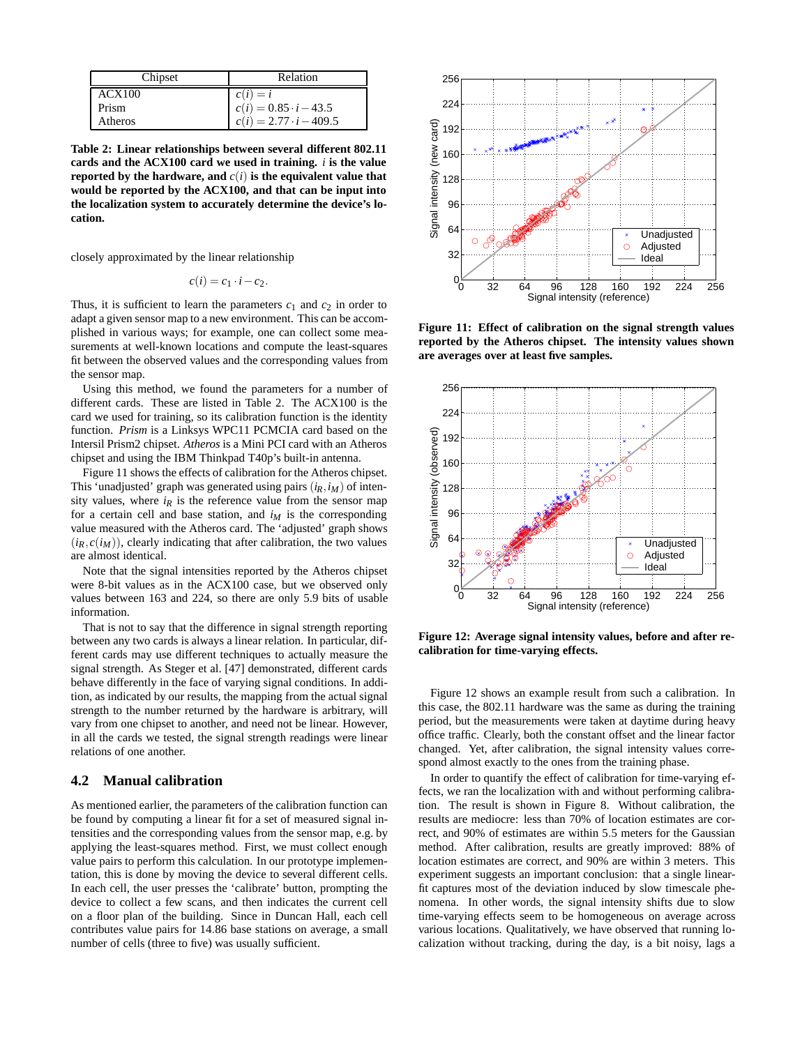| Chipset | Relation |
|---|---|
| ACX100 | $c(i) = i$ |
| Prism | $c(i) = 0.85 \cdot i - 43.5$ |
| Atheros | $c(i) = 2.77 \cdot i - 409.5$ |

**Table 2: Linear relationships between several different 802.11 cards and the ACX100 card we used in training. $i$ is the value reported by the hardware, and $c(i)$ is the equivalent value that would be reported by the ACX100, and that can be input into the localization system to accurately determine the device's location.**

closely approximated by the linear relationship

$$c(i) = c_1 \cdot i - c_2.$$

Thus, it is sufficient to learn the parameters $c_1$ and $c_2$ in order to adapt a given sensor map to a new environment. This can be accomplished in various ways; for example, one can collect some measurements at well-known locations and compute the least-squares fit between the observed values and the corresponding values from the sensor map.

Using this method, we found the parameters for a number of different cards. These are listed in Table 2. The ACX100 is the card we used for training, so its calibration function is the identity function. *Prism* is a Linksys WPC11 PCMCIA card based on the Intersil Prism2 chipset. *Atheros* is a Mini PCI card with an Atheros chipset and using the IBM Thinkpad T40p's built-in antenna.

Figure 11 shows the effects of calibration for the Atheros chipset. This 'unadjusted' graph was generated using pairs $(i_R, i_M)$ of intensity values, where $i_R$ is the reference value from the sensor map for a certain cell and base station, and $i_M$ is the corresponding value measured with the Atheros card. The 'adjusted' graph shows $(i_R, c(i_M))$, clearly indicating that after calibration, the two values are almost identical.

Note that the signal intensities reported by the Atheros chipset were 8-bit values as in the ACX100 case, but we observed only values between 163 and 224, so there are only 5.9 bits of usable information.

That is not to say that the difference in signal strength reporting between any two cards is always a linear relation. In particular, different cards may use different techniques to actually measure the signal strength. As Steger et al. [47] demonstrated, different cards behave differently in the face of varying signal conditions. In addition, as indicated by our results, the mapping from the actual signal strength to the number returned by the hardware is arbitrary, will vary from one chipset to another, and need not be linear. However, in all the cards we tested, the signal strength readings were linear relations of one another.

## 4.2 Manual calibration

As mentioned earlier, the parameters of the calibration function can be found by computing a linear fit for a set of measured signal intensities and the corresponding values from the sensor map, e.g. by applying the least-squares method. First, we must collect enough value pairs to perform this calculation. In our prototype implementation, this is done by moving the device to several different cells. In each cell, the user presses the 'calibrate' button, prompting the device to collect a few scans, and then indicates the current cell on a floor plan of the building. Since in Duncan Hall, each cell contributes value pairs for 14.86 base stations on average, a small number of cells (three to five) was usually sufficient.

**Figure 11: Effect of calibration on the signal strength values reported by the Atheros chipset. The intensity values shown are averages over at least five samples.**

**Figure 12: Average signal intensity values, before and after recalibration for time-varying effects.**

Figure 12 shows an example result from such a calibration. In this case, the 802.11 hardware was the same as during the training period, but the measurements were taken at daytime during heavy office traffic. Clearly, both the constant offset and the linear factor changed. Yet, after calibration, the signal intensity values correspond almost exactly to the ones from the training phase.

In order to quantify the effect of calibration for time-varying effects, we ran the localization with and without performing calibration. The result is shown in Figure 8. Without calibration, the results are mediocre: less than 70% of location estimates are correct, and 90% of estimates are within 5.5 meters for the Gaussian method. After calibration, results are greatly improved: 88% of location estimates are correct, and 90% are within 3 meters. This experiment suggests an important conclusion: that a single linear-fit captures most of the deviation induced by slow timescale phenomena. In other words, the signal intensity shifts due to slow time-varying effects seem to be homogeneous on average across various locations. Qualitatively, we have observed that running localization without tracking, during the day, is a bit noisy, lags a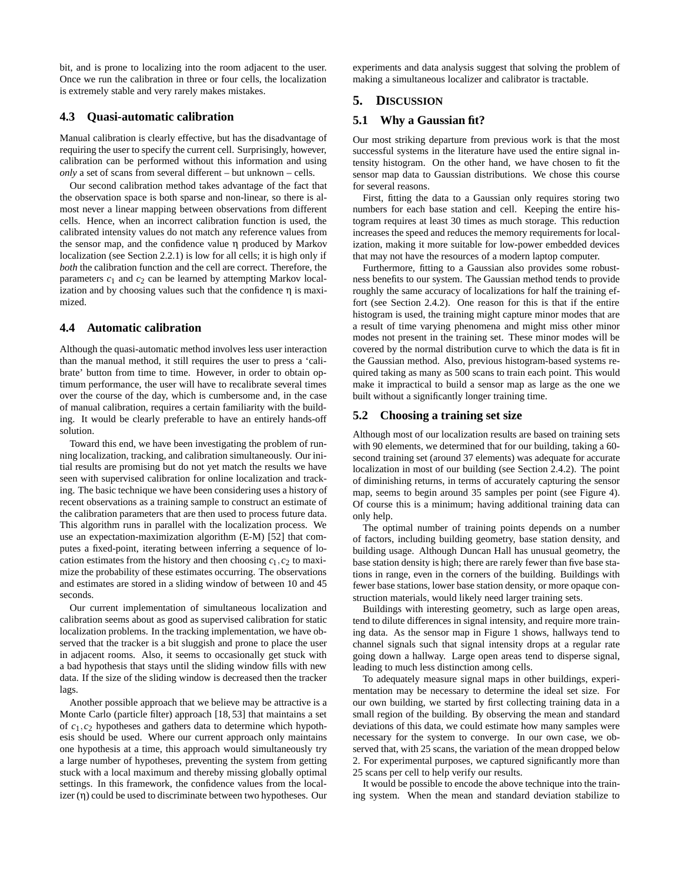bit, and is prone to localizing into the room adjacent to the user. Once we run the calibration in three or four cells, the localization is extremely stable and very rarely makes mistakes.

### 4.3 Quasi-automatic calibration

Manual calibration is clearly effective, but has the disadvantage of requiring the user to specify the current cell. Surprisingly, however, calibration can be performed without this information and using *only* a set of scans from several different – but unknown – cells.

Our second calibration method takes advantage of the fact that the observation space is both sparse and non-linear, so there is almost never a linear mapping between observations from different cells. Hence, when an incorrect calibration function is used, the calibrated intensity values do not match any reference values from the sensor map, and the confidence value $\eta$ produced by Markov localization (see Section 2.2.1) is low for all cells; it is high only if *both* the calibration function and the cell are correct. Therefore, the parameters $c_1$ and $c_2$ can be learned by attempting Markov localization and by choosing values such that the confidence $\eta$ is maximized.

### 4.4 Automatic calibration

Although the quasi-automatic method involves less user interaction than the manual method, it still requires the user to press a 'calibrate' button from time to time. However, in order to obtain optimum performance, the user will have to recalibrate several times over the course of the day, which is cumbersome and, in the case of manual calibration, requires a certain familiarity with the building. It would be clearly preferable to have an entirely hands-off solution.

Toward this end, we have been investigating the problem of running localization, tracking, and calibration simultaneously. Our initial results are promising but do not yet match the results we have seen with supervised calibration for online localization and tracking. The basic technique we have been considering uses a history of recent observations as a training sample to construct an estimate of the calibration parameters that are then used to process future data. This algorithm runs in parallel with the localization process. We use an expectation-maximization algorithm (E-M) [52] that computes a fixed-point, iterating between inferring a sequence of location estimates from the history and then choosing $c_1, c_2$ to maximize the probability of these estimates occurring. The observations and estimates are stored in a sliding window of between 10 and 45 seconds.

Our current implementation of simultaneous localization and calibration seems about as good as supervised calibration for static localization problems. In the tracking implementation, we have observed that the tracker is a bit sluggish and prone to place the user in adjacent rooms. Also, it seems to occasionally get stuck with a bad hypothesis that stays until the sliding window fills with new data. If the size of the sliding window is decreased then the tracker lags.

Another possible approach that we believe may be attractive is a Monte Carlo (particle filter) approach [18, 53] that maintains a set of $c_1, c_2$ hypotheses and gathers data to determine which hypothesis should be used. Where our current approach only maintains one hypothesis at a time, this approach would simultaneously try a large number of hypotheses, preventing the system from getting stuck with a local maximum and thereby missing globally optimal settings. In this framework, the confidence values from the localizer ($\eta$) could be used to discriminate between two hypotheses. Our experiments and data analysis suggest that solving the problem of making a simultaneous localizer and calibrator is tractable.

## 5. DISCUSSION

### 5.1 Why a Gaussian fit?

Our most striking departure from previous work is that the most successful systems in the literature have used the entire signal intensity histogram. On the other hand, we have chosen to fit the sensor map data to Gaussian distributions. We chose this course for several reasons.

First, fitting the data to a Gaussian only requires storing two numbers for each base station and cell. Keeping the entire histogram requires at least 30 times as much storage. This reduction increases the speed and reduces the memory requirements for localization, making it more suitable for low-power embedded devices that may not have the resources of a modern laptop computer.

Furthermore, fitting to a Gaussian also provides some robustness benefits to our system. The Gaussian method tends to provide roughly the same accuracy of localizations for half the training effort (see Section 2.4.2). One reason for this is that if the entire histogram is used, the training might capture minor modes that are a result of time varying phenomena and might miss other minor modes not present in the training set. These minor modes will be covered by the normal distribution curve to which the data is fit in the Gaussian method. Also, previous histogram-based systems required taking as many as 500 scans to train each point. This would make it impractical to build a sensor map as large as the one we built without a significantly longer training time.

### 5.2 Choosing a training set size

Although most of our localization results are based on training sets with 90 elements, we determined that for our building, taking a 60-second training set (around 37 elements) was adequate for accurate localization in most of our building (see Section 2.4.2). The point of diminishing returns, in terms of accurately capturing the sensor map, seems to begin around 35 samples per point (see Figure 4). Of course this is a minimum; having additional training data can only help.

The optimal number of training points depends on a number of factors, including building geometry, base station density, and building usage. Although Duncan Hall has unusual geometry, the base station density is high; there are rarely fewer than five base stations in range, even in the corners of the building. Buildings with fewer base stations, lower base station density, or more opaque construction materials, would likely need larger training sets.

Buildings with interesting geometry, such as large open areas, tend to dilute differences in signal intensity, and require more training data. As the sensor map in Figure 1 shows, hallways tend to channel signals such that signal intensity drops at a regular rate going down a hallway. Large open areas tend to disperse signal, leading to much less distinction among cells.

To adequately measure signal maps in other buildings, experimentation may be necessary to determine the ideal set size. For our own building, we started by first collecting training data in a small region of the building. By observing the mean and standard deviations of this data, we could estimate how many samples were necessary for the system to converge. In our own case, we observed that, with 25 scans, the variation of the mean dropped below 2. For experimental purposes, we captured significantly more than 25 scans per cell to help verify our results.

It would be possible to encode the above technique into the training system. When the mean and standard deviation stabilize to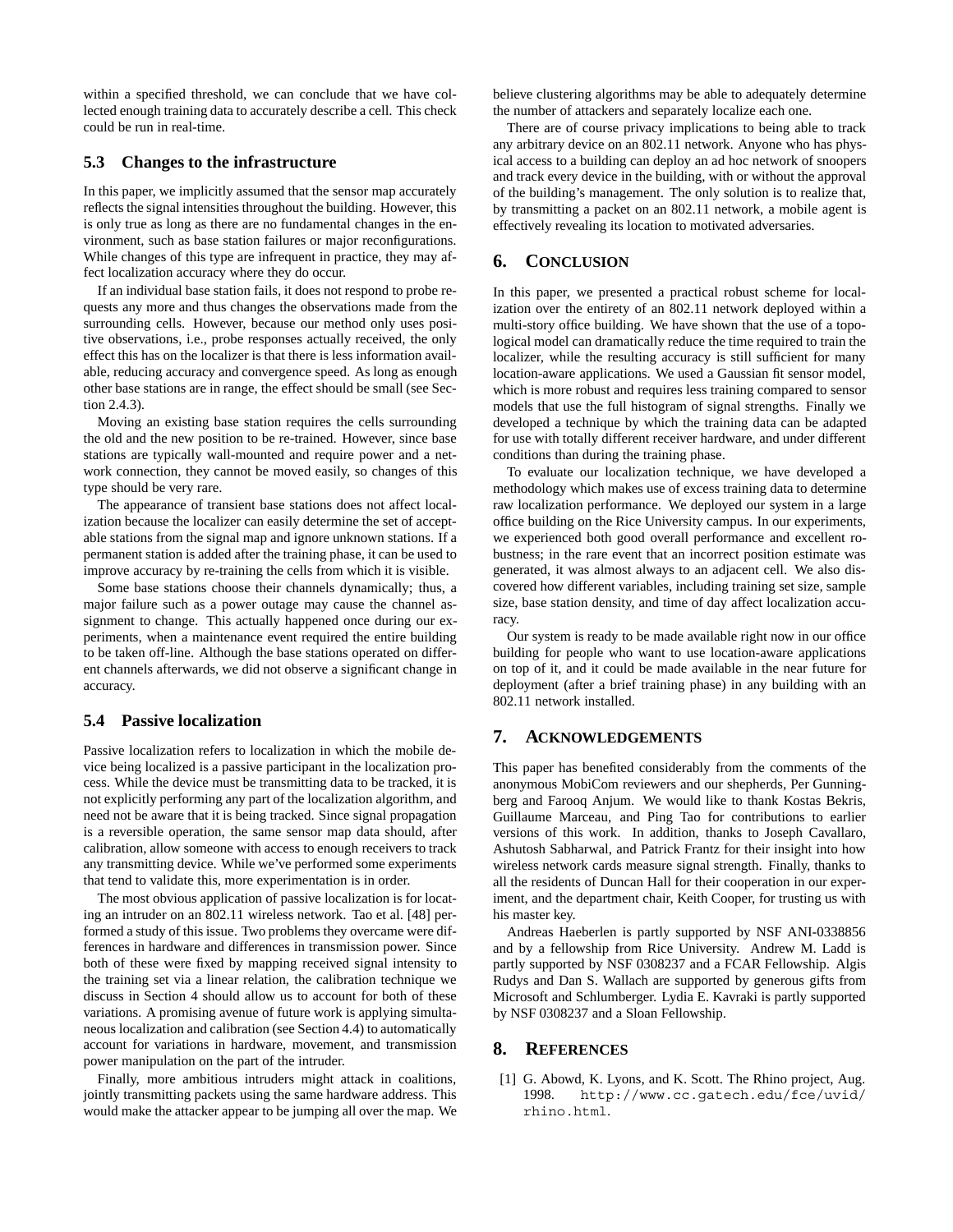within a specified threshold, we can conclude that we have collected enough training data to accurately describe a cell. This check could be run in real-time.

### 5.3 Changes to the infrastructure

In this paper, we implicitly assumed that the sensor map accurately reflects the signal intensities throughout the building. However, this is only true as long as there are no fundamental changes in the environment, such as base station failures or major reconfigurations. While changes of this type are infrequent in practice, they may affect localization accuracy where they do occur.

If an individual base station fails, it does not respond to probe requests any more and thus changes the observations made from the surrounding cells. However, because our method only uses positive observations, i.e., probe responses actually received, the only effect this has on the localizer is that there is less information available, reducing accuracy and convergence speed. As long as enough other base stations are in range, the effect should be small (see Section 2.4.3).

Moving an existing base station requires the cells surrounding the old and the new position to be re-trained. However, since base stations are typically wall-mounted and require power and a network connection, they cannot be moved easily, so changes of this type should be very rare.

The appearance of transient base stations does not affect localization because the localizer can easily determine the set of acceptable stations from the signal map and ignore unknown stations. If a permanent station is added after the training phase, it can be used to improve accuracy by re-training the cells from which it is visible.

Some base stations choose their channels dynamically; thus, a major failure such as a power outage may cause the channel assignment to change. This actually happened once during our experiments, when a maintenance event required the entire building to be taken off-line. Although the base stations operated on different channels afterwards, we did not observe a significant change in accuracy.

### 5.4 Passive localization

Passive localization refers to localization in which the mobile device being localized is a passive participant in the localization process. While the device must be transmitting data to be tracked, it is not explicitly performing any part of the localization algorithm, and need not be aware that it is being tracked. Since signal propagation is a reversible operation, the same sensor map data should, after calibration, allow someone with access to enough receivers to track any transmitting device. While we've performed some experiments that tend to validate this, more experimentation is in order.

The most obvious application of passive localization is for locating an intruder on an 802.11 wireless network. Tao et al. [48] performed a study of this issue. Two problems they overcame were differences in hardware and differences in transmission power. Since both of these were fixed by mapping received signal intensity to the training set via a linear relation, the calibration technique we discuss in Section 4 should allow us to account for both of these variations. A promising avenue of future work is applying simultaneous localization and calibration (see Section 4.4) to automatically account for variations in hardware, movement, and transmission power manipulation on the part of the intruder.

Finally, more ambitious intruders might attack in coalitions, jointly transmitting packets using the same hardware address. This would make the attacker appear to be jumping all over the map. We believe clustering algorithms may be able to adequately determine the number of attackers and separately localize each one.

There are of course privacy implications to being able to track any arbitrary device on an 802.11 network. Anyone who has physical access to a building can deploy an ad hoc network of snoopers and track every device in the building, with or without the approval of the building's management. The only solution is to realize that, by transmitting a packet on an 802.11 network, a mobile agent is effectively revealing its location to motivated adversaries.

## 6. CONCLUSION

In this paper, we presented a practical robust scheme for localization over the entirety of an 802.11 network deployed within a multi-story office building. We have shown that the use of a topological model can dramatically reduce the time required to train the localizer, while the resulting accuracy is still sufficient for many location-aware applications. We used a Gaussian fit sensor model, which is more robust and requires less training compared to sensor models that use the full histogram of signal strengths. Finally we developed a technique by which the training data can be adapted for use with totally different receiver hardware, and under different conditions than during the training phase.

To evaluate our localization technique, we have developed a methodology which makes use of excess training data to determine raw localization performance. We deployed our system in a large office building on the Rice University campus. In our experiments, we experienced both good overall performance and excellent robustness; in the rare event that an incorrect position estimate was generated, it was almost always to an adjacent cell. We also discovered how different variables, including training set size, sample size, base station density, and time of day affect localization accuracy.

Our system is ready to be made available right now in our office building for people who want to use location-aware applications on top of it, and it could be made available in the near future for deployment (after a brief training phase) in any building with an 802.11 network installed.

## 7. ACKNOWLEDGEMENTS

This paper has benefited considerably from the comments of the anonymous MobiCom reviewers and our shepherds, Per Gunningberg and Farooq Anjum. We would like to thank Kostas Bekris, Guillaume Marceau, and Ping Tao for contributions to earlier versions of this work. In addition, thanks to Joseph Cavallaro, Ashutosh Sabharwal, and Patrick Frantz for their insight into how wireless network cards measure signal strength. Finally, thanks to all the residents of Duncan Hall for their cooperation in our experiment, and the department chair, Keith Cooper, for trusting us with his master key.

Andreas Haeberlen is partly supported by NSF ANI-0338856 and by a fellowship from Rice University. Andrew M. Ladd is partly supported by NSF 0308237 and a FCAR Fellowship. Algis Rudys and Dan S. Wallach are supported by generous gifts from Microsoft and Schlumberger. Lydia E. Kavraki is partly supported by NSF 0308237 and a Sloan Fellowship.

## 8. REFERENCES

[1] G. Abowd, K. Lyons, and K. Scott. The Rhino project, Aug. 1998. `http://www.cc.gatech.edu/fce/uvid/rhino.html`.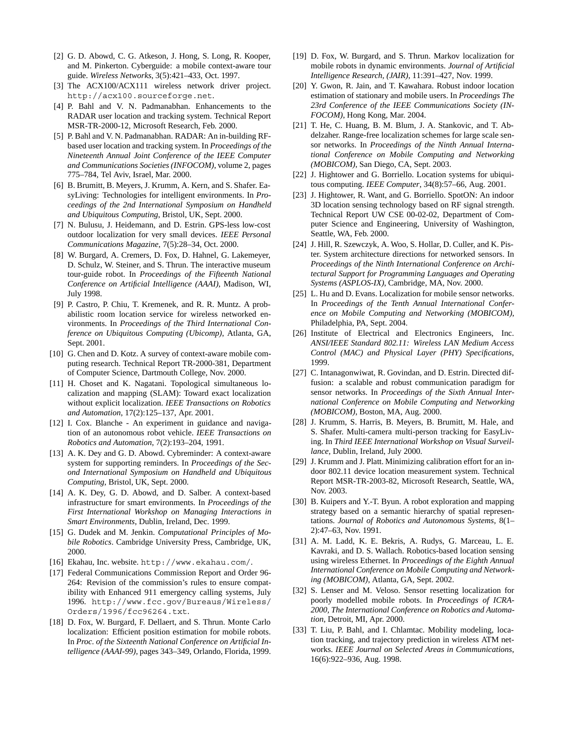[2] G. D. Abowd, C. G. Atkeson, J. Hong, S. Long, R. Kooper, and M. Pinkerton. Cyberguide: a mobile context-aware tour guide. *Wireless Networks*, 3(5):421–433, Oct. 1997.

[3] The ACX100/ACX111 wireless network driver project. `http://acx100.sourceforge.net`.

[4] P. Bahl and V. N. Padmanabhan. Enhancements to the RADAR user location and tracking system. Technical Report MSR-TR-2000-12, Microsoft Research, Feb. 2000.

[5] P. Bahl and V. N. Padmanabhan. RADAR: An in-building RF-based user location and tracking system. In *Proceedings of the Nineteenth Annual Joint Conference of the IEEE Computer and Communications Societies (INFOCOM)*, volume 2, pages 775–784, Tel Aviv, Israel, Mar. 2000.

[6] B. Brumitt, B. Meyers, J. Krumm, A. Kern, and S. Shafer. EasyLiving: Technologies for intelligent environments. In *Proceedings of the 2nd International Symposium on Handheld and Ubiquitous Computing*, Bristol, UK, Sept. 2000.

[7] N. Bulusu, J. Heidemann, and D. Estrin. GPS-less low-cost outdoor localization for very small devices. *IEEE Personal Communications Magazine*, 7(5):28–34, Oct. 2000.

[8] W. Burgard, A. Cremers, D. Fox, D. Hahnel, G. Lakemeyer, D. Schulz, W. Steiner, and S. Thrun. The interactive museum tour-guide robot. In *Proceedings of the Fifteenth National Conference on Artificial Intelligence (AAAI)*, Madison, WI, July 1998.

[9] P. Castro, P. Chiu, T. Kremenek, and R. R. Muntz. A probabilistic room location service for wireless networked environments. In *Proceedings of the Third International Conference on Ubiquitous Computing (Ubicomp)*, Atlanta, GA, Sept. 2001.

[10] G. Chen and D. Kotz. A survey of context-aware mobile computing research. Technical Report TR-2000-381, Department of Computer Science, Dartmouth College, Nov. 2000.

[11] H. Choset and K. Nagatani. Topological simultaneous localization and mapping (SLAM): Toward exact localization without explicit localization. *IEEE Transactions on Robotics and Automation*, 17(2):125–137, Apr. 2001.

[12] I. Cox. Blanche - An experiment in guidance and navigation of an autonomous robot vehicle. *IEEE Transactions on Robotics and Automation*, 7(2):193–204, 1991.

[13] A. K. Dey and G. D. Abowd. Cybreminder: A context-aware system for supporting reminders. In *Proceedings of the Second International Symposium on Handheld and Ubiquitous Computing*, Bristol, UK, Sept. 2000.

[14] A. K. Dey, G. D. Abowd, and D. Salber. A context-based infrastructure for smart environments. In *Proceedings of the First International Workshop on Managing Interactions in Smart Environments*, Dublin, Ireland, Dec. 1999.

[15] G. Dudek and M. Jenkin. *Computational Principles of Mobile Robotics*. Cambridge University Press, Cambridge, UK, 2000.

[16] Ekahau, Inc. website. `http://www.ekahau.com/`.

[17] Federal Communications Commission Report and Order 96-264: Revision of the commission's rules to ensure compatibility with Enhanced 911 emergency calling systems, July 1996. `http://www.fcc.gov/Bureaus/Wireless/Orders/1996/fcc96264.txt`.

[18] D. Fox, W. Burgard, F. Dellaert, and S. Thrun. Monte Carlo localization: Efficient position estimation for mobile robots. In *Proc. of the Sixteenth National Conference on Artificial Intelligence (AAAI-99)*, pages 343–349, Orlando, Florida, 1999.

[19] D. Fox, W. Burgard, and S. Thrun. Markov localization for mobile robots in dynamic environments. *Journal of Artificial Intelligence Research, (JAIR)*, 11:391–427, Nov. 1999.

[20] Y. Gwon, R. Jain, and T. Kawahara. Robust indoor location estimation of stationary and mobile users. In *Proceedings The 23rd Conference of the IEEE Communications Society (INFOCOM)*, Hong Kong, Mar. 2004.

[21] T. He, C. Huang, B. M. Blum, J. A. Stankovic, and T. Abdelzaher. Range-free localization schemes for large scale sensor networks. In *Proceedings of the Ninth Annual International Conference on Mobile Computing and Networking (MOBICOM)*, San Diego, CA, Sept. 2003.

[22] J. Hightower and G. Borriello. Location systems for ubiquitous computing. *IEEE Computer*, 34(8):57–66, Aug. 2001.

[23] J. Hightower, R. Want, and G. Borriello. SpotON: An indoor 3D location sensing technology based on RF signal strength. Technical Report UW CSE 00-02-02, Department of Computer Science and Engineering, University of Washington, Seattle, WA, Feb. 2000.

[24] J. Hill, R. Szewczyk, A. Woo, S. Hollar, D. Culler, and K. Pister. System architecture directions for networked sensors. In *Proceedings of the Ninth International Conference on Architectural Support for Programming Languages and Operating Systems (ASPLOS-IX)*, Cambridge, MA, Nov. 2000.

[25] L. Hu and D. Evans. Localization for mobile sensor networks. In *Proceedings of the Tenth Annual International Conference on Mobile Computing and Networking (MOBICOM)*, Philadelphia, PA, Sept. 2004.

[26] Institute of Electrical and Electronics Engineers, Inc. *ANSI/IEEE Standard 802.11: Wireless LAN Medium Access Control (MAC) and Physical Layer (PHY) Specifications*, 1999.

[27] C. Intanagonwiwat, R. Govindan, and D. Estrin. Directed diffusion: a scalable and robust communication paradigm for sensor networks. In *Proceedings of the Sixth Annual International Conference on Mobile Computing and Networking (MOBICOM)*, Boston, MA, Aug. 2000.

[28] J. Krumm, S. Harris, B. Meyers, B. Brumitt, M. Hale, and S. Shafer. Multi-camera multi-person tracking for EasyLiving. In *Third IEEE International Workshop on Visual Surveillance*, Dublin, Ireland, July 2000.

[29] J. Krumm and J. Platt. Minimizing calibration effort for an indoor 802.11 device location measurement system. Technical Report MSR-TR-2003-82, Microsoft Research, Seattle, WA, Nov. 2003.

[30] B. Kuipers and Y.-T. Byun. A robot exploration and mapping strategy based on a semantic hierarchy of spatial representations. *Journal of Robotics and Autonomous Systems*, 8(1–2):47–63, Nov. 1991.

[31] A. M. Ladd, K. E. Bekris, A. Rudys, G. Marceau, L. E. Kavraki, and D. S. Wallach. Robotics-based location sensing using wireless Ethernet. In *Proceedings of the Eighth Annual International Conference on Mobile Computing and Networking (MOBICOM)*, Atlanta, GA, Sept. 2002.

[32] S. Lenser and M. Veloso. Sensor resetting localization for poorly modelled mobile robots. In *Proceedings of ICRA-2000, The International Conference on Robotics and Automation*, Detroit, MI, Apr. 2000.

[33] T. Liu, P. Bahl, and I. Chlamtac. Mobility modeling, location tracking, and trajectory prediction in wireless ATM networks. *IEEE Journal on Selected Areas in Communications*, 16(6):922–936, Aug. 1998.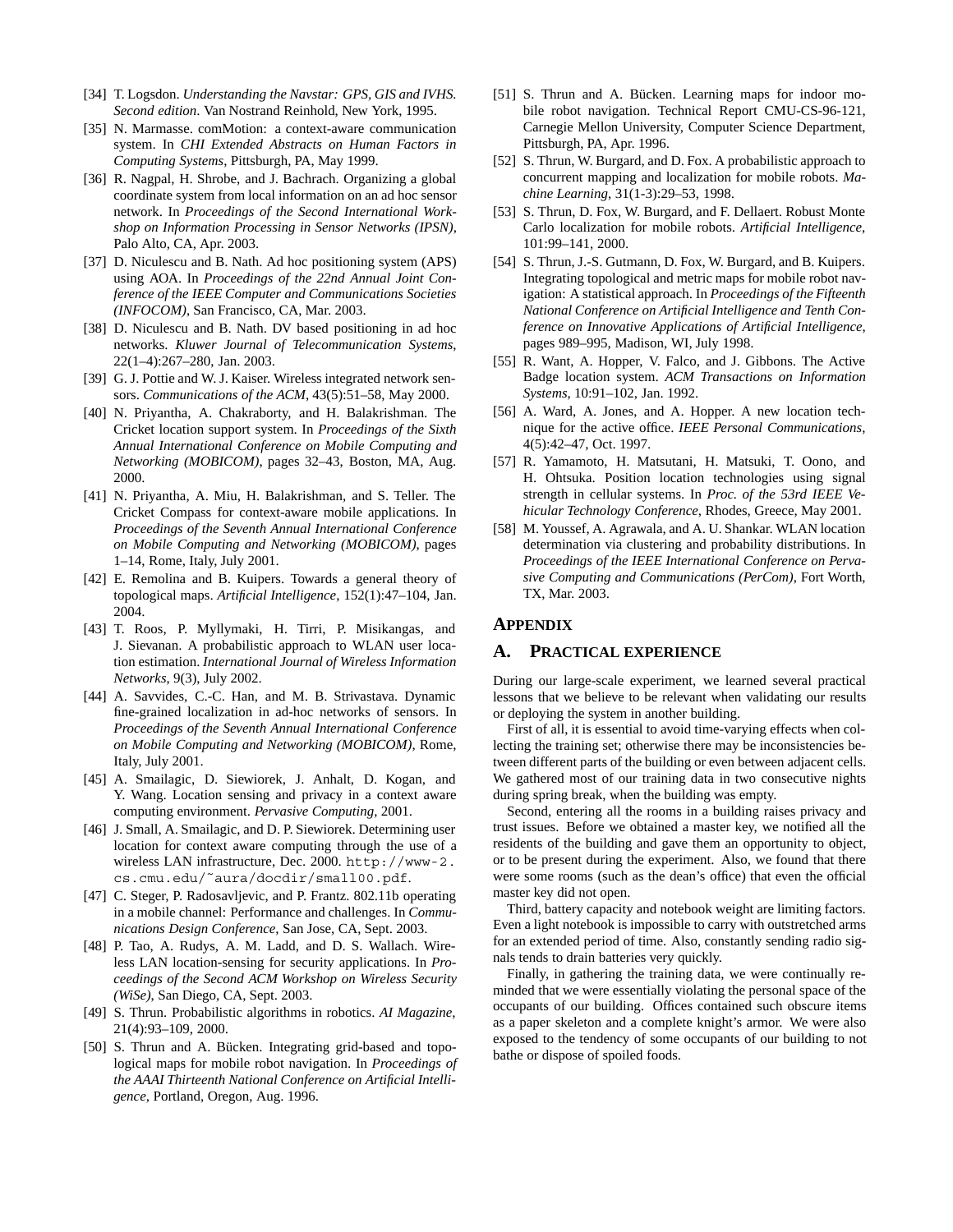[34] T. Logsdon. *Understanding the Navstar: GPS, GIS and IVHS. Second edition*. Van Nostrand Reinhold, New York, 1995.

[35] N. Marmasse. comMotion: a context-aware communication system. In *CHI Extended Abstracts on Human Factors in Computing Systems*, Pittsburgh, PA, May 1999.

[36] R. Nagpal, H. Shrobe, and J. Bachrach. Organizing a global coordinate system from local information on an ad hoc sensor network. In *Proceedings of the Second International Workshop on Information Processing in Sensor Networks (IPSN)*, Palo Alto, CA, Apr. 2003.

[37] D. Niculescu and B. Nath. Ad hoc positioning system (APS) using AOA. In *Proceedings of the 22nd Annual Joint Conference of the IEEE Computer and Communications Societies (INFOCOM)*, San Francisco, CA, Mar. 2003.

[38] D. Niculescu and B. Nath. DV based positioning in ad hoc networks. *Kluwer Journal of Telecommunication Systems*, 22(1–4):267–280, Jan. 2003.

[39] G. J. Pottie and W. J. Kaiser. Wireless integrated network sensors. *Communications of the ACM*, 43(5):51–58, May 2000.

[40] N. Priyantha, A. Chakraborty, and H. Balakrishman. The Cricket location support system. In *Proceedings of the Sixth Annual International Conference on Mobile Computing and Networking (MOBICOM)*, pages 32–43, Boston, MA, Aug. 2000.

[41] N. Priyantha, A. Miu, H. Balakrishman, and S. Teller. The Cricket Compass for context-aware mobile applications. In *Proceedings of the Seventh Annual International Conference on Mobile Computing and Networking (MOBICOM)*, pages 1–14, Rome, Italy, July 2001.

[42] E. Remolina and B. Kuipers. Towards a general theory of topological maps. *Artificial Intelligence*, 152(1):47–104, Jan. 2004.

[43] T. Roos, P. Myllymaki, H. Tirri, P. Misikangas, and J. Sievanan. A probabilistic approach to WLAN user location estimation. *International Journal of Wireless Information Networks*, 9(3), July 2002.

[44] A. Savvides, C.-C. Han, and M. B. Strivastava. Dynamic fine-grained localization in ad-hoc networks of sensors. In *Proceedings of the Seventh Annual International Conference on Mobile Computing and Networking (MOBICOM)*, Rome, Italy, July 2001.

[45] A. Smailagic, D. Siewiorek, J. Anhalt, D. Kogan, and Y. Wang. Location sensing and privacy in a context aware computing environment. *Pervasive Computing*, 2001.

[46] J. Small, A. Smailagic, and D. P. Siewiorek. Determining user location for context aware computing through the use of a wireless LAN infrastructure, Dec. 2000. http://www-2.cs.cmu.edu/~aura/docdir/small00.pdf.

[47] C. Steger, P. Radosavljevic, and P. Frantz. 802.11b operating in a mobile channel: Performance and challenges. In *Communications Design Conference*, San Jose, CA, Sept. 2003.

[48] P. Tao, A. Rudys, A. M. Ladd, and D. S. Wallach. Wireless LAN location-sensing for security applications. In *Proceedings of the Second ACM Workshop on Wireless Security (WiSe)*, San Diego, CA, Sept. 2003.

[49] S. Thrun. Probabilistic algorithms in robotics. *AI Magazine*, 21(4):93–109, 2000.

[50] S. Thrun and A. Bücken. Integrating grid-based and topological maps for mobile robot navigation. In *Proceedings of the AAAI Thirteenth National Conference on Artificial Intelligence*, Portland, Oregon, Aug. 1996.

[51] S. Thrun and A. Bücken. Learning maps for indoor mobile robot navigation. Technical Report CMU-CS-96-121, Carnegie Mellon University, Computer Science Department, Pittsburgh, PA, Apr. 1996.

[52] S. Thrun, W. Burgard, and D. Fox. A probabilistic approach to concurrent mapping and localization for mobile robots. *Machine Learning*, 31(1-3):29–53, 1998.

[53] S. Thrun, D. Fox, W. Burgard, and F. Dellaert. Robust Monte Carlo localization for mobile robots. *Artificial Intelligence*, 101:99–141, 2000.

[54] S. Thrun, J.-S. Gutmann, D. Fox, W. Burgard, and B. Kuipers. Integrating topological and metric maps for mobile robot navigation: A statistical approach. In *Proceedings of the Fifteenth National Conference on Artificial Intelligence and Tenth Conference on Innovative Applications of Artificial Intelligence*, pages 989–995, Madison, WI, July 1998.

[55] R. Want, A. Hopper, V. Falco, and J. Gibbons. The Active Badge location system. *ACM Transactions on Information Systems*, 10:91–102, Jan. 1992.

[56] A. Ward, A. Jones, and A. Hopper. A new location technique for the active office. *IEEE Personal Communications*, 4(5):42–47, Oct. 1997.

[57] R. Yamamoto, H. Matsutani, H. Matsuki, T. Oono, and H. Ohtsuka. Position location technologies using signal strength in cellular systems. In *Proc. of the 53rd IEEE Vehicular Technology Conference*, Rhodes, Greece, May 2001.

[58] M. Youssef, A. Agrawala, and A. U. Shankar. WLAN location determination via clustering and probability distributions. In *Proceedings of the IEEE International Conference on Pervasive Computing and Communications (PerCom)*, Fort Worth, TX, Mar. 2003.

# APPENDIX

## A. PRACTICAL EXPERIENCE

During our large-scale experiment, we learned several practical lessons that we believe to be relevant when validating our results or deploying the system in another building.

First of all, it is essential to avoid time-varying effects when collecting the training set; otherwise there may be inconsistencies between different parts of the building or even between adjacent cells. We gathered most of our training data in two consecutive nights during spring break, when the building was empty.

Second, entering all the rooms in a building raises privacy and trust issues. Before we obtained a master key, we notified all the residents of the building and gave them an opportunity to object, or to be present during the experiment. Also, we found that there were some rooms (such as the dean's office) that even the official master key did not open.

Third, battery capacity and notebook weight are limiting factors. Even a light notebook is impossible to carry with outstretched arms for an extended period of time. Also, constantly sending radio signals tends to drain batteries very quickly.

Finally, in gathering the training data, we were continually reminded that we were essentially violating the personal space of the occupants of our building. Offices contained such obscure items as a paper skeleton and a complete knight's armor. We were also exposed to the tendency of some occupants of our building to not bathe or dispose of spoiled foods.